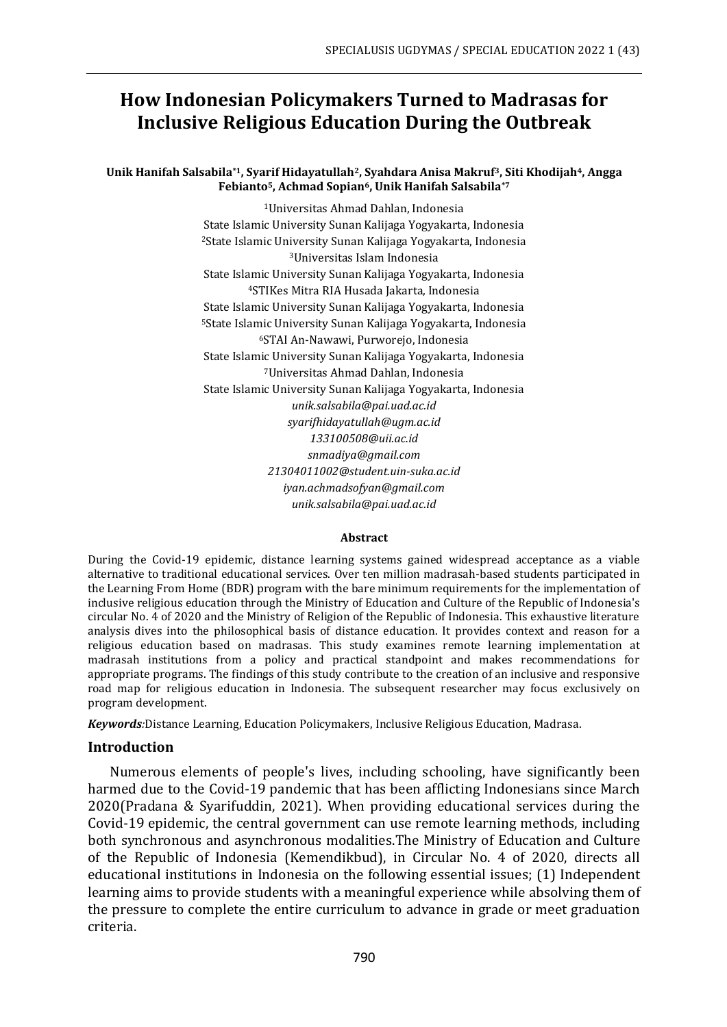# How Indonesian Policymakers Turned to Madrasas for Inclusive Religious Education During the Outbreak

**Unik Hanifah Salsabila*[1], Syarif Hidayatullah[2], Syahdara Anisa Makruf[3], Siti Khodijah[4], Angga Febianto[5], Achmad Sopian[6], Unik Hanifah Salsabila*[7]**

[1]Universitas Ahmad Dahlan, Indonesia
State Islamic University Sunan Kalijaga Yogyakarta, Indonesia
[2]State Islamic University Sunan Kalijaga Yogyakarta, Indonesia
[3]Universitas Islam Indonesia
State Islamic University Sunan Kalijaga Yogyakarta, Indonesia
[4]STIKes Mitra RIA Husada Jakarta, Indonesia
State Islamic University Sunan Kalijaga Yogyakarta, Indonesia
[5]State Islamic University Sunan Kalijaga Yogyakarta, Indonesia
[6]STAI An-Nawawi, Purworejo, Indonesia
State Islamic University Sunan Kalijaga Yogyakarta, Indonesia
[7]Universitas Ahmad Dahlan, Indonesia
State Islamic University Sunan Kalijaga Yogyakarta, Indonesia

*unik.salsabila@pai.uad.ac.id*
*syarifhidayatullah@ugm.ac.id*
*133100508@uii.ac.id*
*snmadiya@gmail.com*
*21304011002@student.uin-suka.ac.id*
*iyan.achmadsofyan@gmail.com*
*unik.salsabila@pai.uad.ac.id*

**Abstract**

During the Covid-19 epidemic, distance learning systems gained widespread acceptance as a viable alternative to traditional educational services. Over ten million madrasah-based students participated in the Learning From Home (BDR) program with the bare minimum requirements for the implementation of inclusive religious education through the Ministry of Education and Culture of the Republic of Indonesia's circular No. 4 of 2020 and the Ministry of Religion of the Republic of Indonesia. This exhaustive literature analysis dives into the philosophical basis of distance education. It provides context and reason for a religious education based on madrasas. This study examines remote learning implementation at madrasah institutions from a policy and practical standpoint and makes recommendations for appropriate programs. The findings of this study contribute to the creation of an inclusive and responsive road map for religious education in Indonesia. The subsequent researcher may focus exclusively on program development.

***Keywords**:* Distance Learning, Education Policymakers, Inclusive Religious Education, Madrasa.

## Introduction

Numerous elements of people's lives, including schooling, have significantly been harmed due to the Covid-19 pandemic that has been afflicting Indonesians since March 2020(Pradana & Syarifuddin, 2021). When providing educational services during the Covid-19 epidemic, the central government can use remote learning methods, including both synchronous and asynchronous modalities.The Ministry of Education and Culture of the Republic of Indonesia (Kemendikbud), in Circular No. 4 of 2020, directs all educational institutions in Indonesia on the following essential issues; (1) Independent learning aims to provide students with a meaningful experience while absolving them of the pressure to complete the entire curriculum to advance in grade or meet graduation criteria.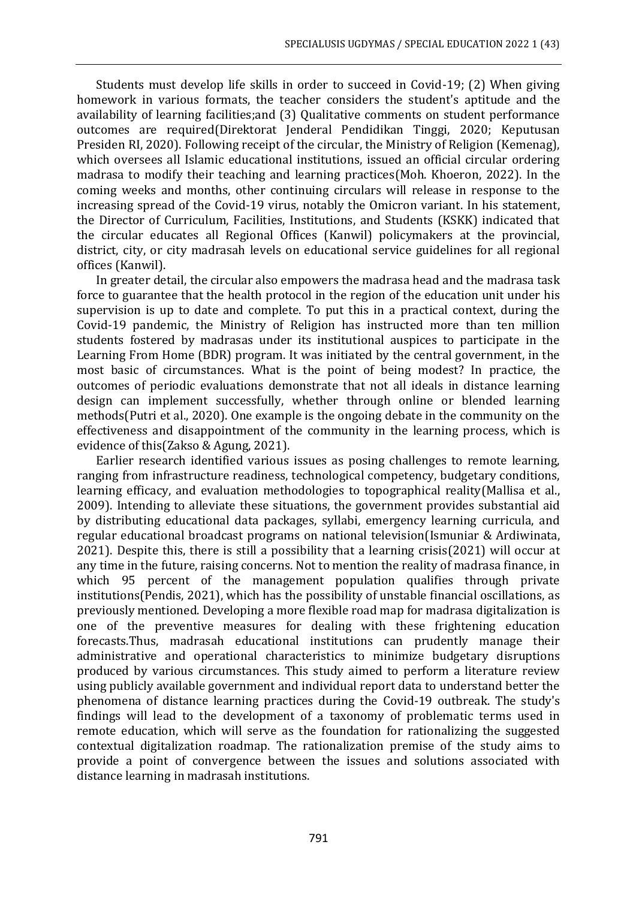Students must develop life skills in order to succeed in Covid-19; (2) When giving homework in various formats, the teacher considers the student's aptitude and the availability of learning facilities;and (3) Qualitative comments on student performance outcomes are required(Direktorat Jenderal Pendidikan Tinggi, 2020; Keputusan Presiden RI, 2020). Following receipt of the circular, the Ministry of Religion (Kemenag), which oversees all Islamic educational institutions, issued an official circular ordering madrasa to modify their teaching and learning practices(Moh. Khoeron, 2022). In the coming weeks and months, other continuing circulars will release in response to the increasing spread of the Covid-19 virus, notably the Omicron variant. In his statement, the Director of Curriculum, Facilities, Institutions, and Students (KSKK) indicated that the circular educates all Regional Offices (Kanwil) policymakers at the provincial, district, city, or city madrasah levels on educational service guidelines for all regional offices (Kanwil).

In greater detail, the circular also empowers the madrasa head and the madrasa task force to guarantee that the health protocol in the region of the education unit under his supervision is up to date and complete. To put this in a practical context, during the Covid-19 pandemic, the Ministry of Religion has instructed more than ten million students fostered by madrasas under its institutional auspices to participate in the Learning From Home (BDR) program. It was initiated by the central government, in the most basic of circumstances. What is the point of being modest? In practice, the outcomes of periodic evaluations demonstrate that not all ideals in distance learning design can implement successfully, whether through online or blended learning methods(Putri et al., 2020). One example is the ongoing debate in the community on the effectiveness and disappointment of the community in the learning process, which is evidence of this(Zakso & Agung, 2021).

Earlier research identified various issues as posing challenges to remote learning, ranging from infrastructure readiness, technological competency, budgetary conditions, learning efficacy, and evaluation methodologies to topographical reality(Mallisa et al., 2009). Intending to alleviate these situations, the government provides substantial aid by distributing educational data packages, syllabi, emergency learning curricula, and regular educational broadcast programs on national television(Ismuniar & Ardiwinata, 2021). Despite this, there is still a possibility that a learning crisis(2021) will occur at any time in the future, raising concerns. Not to mention the reality of madrasa finance, in which 95 percent of the management population qualifies through private institutions(Pendis, 2021), which has the possibility of unstable financial oscillations, as previously mentioned. Developing a more flexible road map for madrasa digitalization is one of the preventive measures for dealing with these frightening education forecasts.Thus, madrasah educational institutions can prudently manage their administrative and operational characteristics to minimize budgetary disruptions produced by various circumstances. This study aimed to perform a literature review using publicly available government and individual report data to understand better the phenomena of distance learning practices during the Covid-19 outbreak. The study's findings will lead to the development of a taxonomy of problematic terms used in remote education, which will serve as the foundation for rationalizing the suggested contextual digitalization roadmap. The rationalization premise of the study aims to provide a point of convergence between the issues and solutions associated with distance learning in madrasah institutions.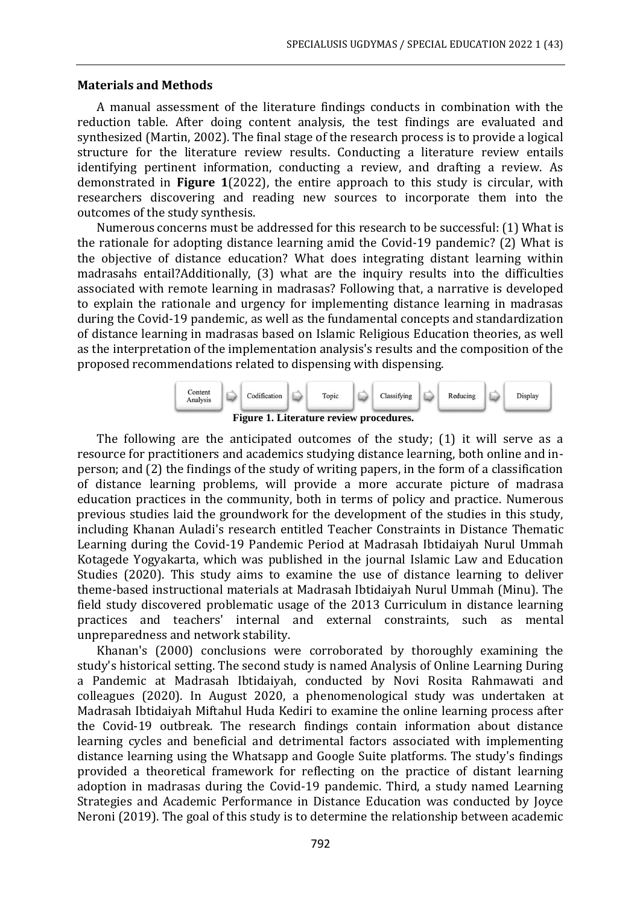## Materials and Methods

A manual assessment of the literature findings conducts in combination with the reduction table. After doing content analysis, the test findings are evaluated and synthesized (Martin, 2002). The final stage of the research process is to provide a logical structure for the literature review results. Conducting a literature review entails identifying pertinent information, conducting a review, and drafting a review. As demonstrated in **Figure 1**(2022), the entire approach to this study is circular, with researchers discovering and reading new sources to incorporate them into the outcomes of the study synthesis.

Numerous concerns must be addressed for this research to be successful: (1) What is the rationale for adopting distance learning amid the Covid-19 pandemic? (2) What is the objective of distance education? What does integrating distant learning within madrasahs entail?Additionally, (3) what are the inquiry results into the difficulties associated with remote learning in madrasas? Following that, a narrative is developed to explain the rationale and urgency for implementing distance learning in madrasas during the Covid-19 pandemic, as well as the fundamental concepts and standardization of distance learning in madrasas based on Islamic Religious Education theories, as well as the interpretation of the implementation analysis's results and the composition of the proposed recommendations related to dispensing with dispensing.

Content Analysis → Codification → Topic → Classifying → Reducing → Display

**Figure 1. Literature review procedures.**

The following are the anticipated outcomes of the study; (1) it will serve as a resource for practitioners and academics studying distance learning, both online and in-person; and (2) the findings of the study of writing papers, in the form of a classification of distance learning problems, will provide a more accurate picture of madrasa education practices in the community, both in terms of policy and practice. Numerous previous studies laid the groundwork for the development of the studies in this study, including Khanan Auladi's research entitled Teacher Constraints in Distance Thematic Learning during the Covid-19 Pandemic Period at Madrasah Ibtidaiyah Nurul Ummah Kotagede Yogyakarta, which was published in the journal Islamic Law and Education Studies (2020). This study aims to examine the use of distance learning to deliver theme-based instructional materials at Madrasah Ibtidaiyah Nurul Ummah (Minu). The field study discovered problematic usage of the 2013 Curriculum in distance learning practices and teachers' internal and external constraints, such as mental unpreparedness and network stability.

Khanan's (2000) conclusions were corroborated by thoroughly examining the study's historical setting. The second study is named Analysis of Online Learning During a Pandemic at Madrasah Ibtidaiyah, conducted by Novi Rosita Rahmawati and colleagues (2020). In August 2020, a phenomenological study was undertaken at Madrasah Ibtidaiyah Miftahul Huda Kediri to examine the online learning process after the Covid-19 outbreak. The research findings contain information about distance learning cycles and beneficial and detrimental factors associated with implementing distance learning using the Whatsapp and Google Suite platforms. The study's findings provided a theoretical framework for reflecting on the practice of distant learning adoption in madrasas during the Covid-19 pandemic. Third, a study named Learning Strategies and Academic Performance in Distance Education was conducted by Joyce Neroni (2019). The goal of this study is to determine the relationship between academic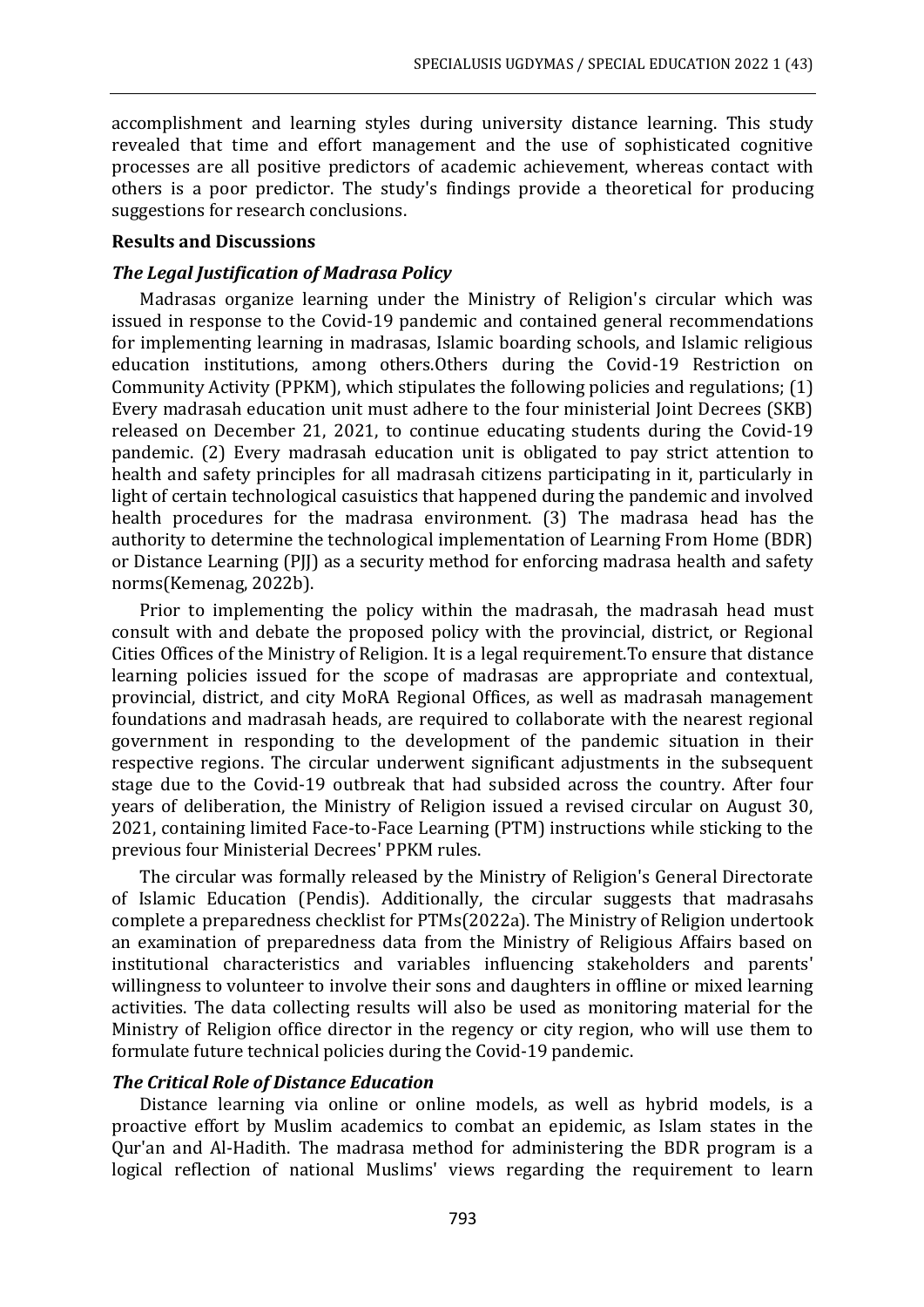accomplishment and learning styles during university distance learning. This study revealed that time and effort management and the use of sophisticated cognitive processes are all positive predictors of academic achievement, whereas contact with others is a poor predictor. The study's findings provide a theoretical for producing suggestions for research conclusions.

## Results and Discussions

### *The Legal Justification of Madrasa Policy*

Madrasas organize learning under the Ministry of Religion's circular which was issued in response to the Covid-19 pandemic and contained general recommendations for implementing learning in madrasas, Islamic boarding schools, and Islamic religious education institutions, among others.Others during the Covid-19 Restriction on Community Activity (PPKM), which stipulates the following policies and regulations; (1) Every madrasah education unit must adhere to the four ministerial Joint Decrees (SKB) released on December 21, 2021, to continue educating students during the Covid-19 pandemic. (2) Every madrasah education unit is obligated to pay strict attention to health and safety principles for all madrasah citizens participating in it, particularly in light of certain technological casuistics that happened during the pandemic and involved health procedures for the madrasa environment. (3) The madrasa head has the authority to determine the technological implementation of Learning From Home (BDR) or Distance Learning (PJJ) as a security method for enforcing madrasa health and safety norms(Kemenag, 2022b).

Prior to implementing the policy within the madrasah, the madrasah head must consult with and debate the proposed policy with the provincial, district, or Regional Cities Offices of the Ministry of Religion. It is a legal requirement.To ensure that distance learning policies issued for the scope of madrasas are appropriate and contextual, provincial, district, and city MoRA Regional Offices, as well as madrasah management foundations and madrasah heads, are required to collaborate with the nearest regional government in responding to the development of the pandemic situation in their respective regions. The circular underwent significant adjustments in the subsequent stage due to the Covid-19 outbreak that had subsided across the country. After four years of deliberation, the Ministry of Religion issued a revised circular on August 30, 2021, containing limited Face-to-Face Learning (PTM) instructions while sticking to the previous four Ministerial Decrees' PPKM rules.

The circular was formally released by the Ministry of Religion's General Directorate of Islamic Education (Pendis). Additionally, the circular suggests that madrasahs complete a preparedness checklist for PTMs(2022a). The Ministry of Religion undertook an examination of preparedness data from the Ministry of Religious Affairs based on institutional characteristics and variables influencing stakeholders and parents' willingness to volunteer to involve their sons and daughters in offline or mixed learning activities. The data collecting results will also be used as monitoring material for the Ministry of Religion office director in the regency or city region, who will use them to formulate future technical policies during the Covid-19 pandemic.

### *The Critical Role of Distance Education*

Distance learning via online or online models, as well as hybrid models, is a proactive effort by Muslim academics to combat an epidemic, as Islam states in the Qur'an and Al-Hadith. The madrasa method for administering the BDR program is a logical reflection of national Muslims' views regarding the requirement to learn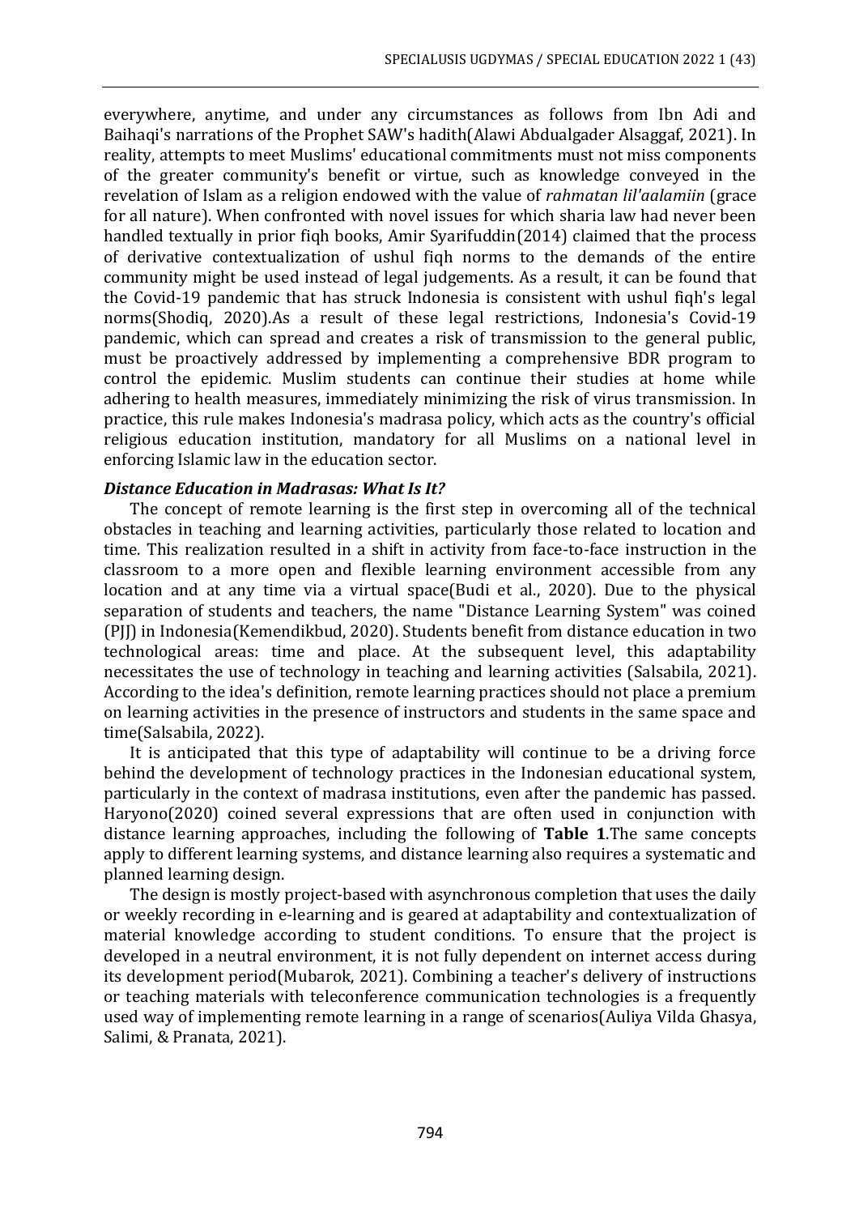everywhere, anytime, and under any circumstances as follows from Ibn Adi and Baihaqi's narrations of the Prophet SAW's hadith(Alawi Abdualgader Alsaggaf, 2021). In reality, attempts to meet Muslims' educational commitments must not miss components of the greater community's benefit or virtue, such as knowledge conveyed in the revelation of Islam as a religion endowed with the value of *rahmatan lil'aalamiin* (grace for all nature). When confronted with novel issues for which sharia law had never been handled textually in prior fiqh books, Amir Syarifuddin(2014) claimed that the process of derivative contextualization of ushul fiqh norms to the demands of the entire community might be used instead of legal judgements. As a result, it can be found that the Covid-19 pandemic that has struck Indonesia is consistent with ushul fiqh's legal norms(Shodiq, 2020).As a result of these legal restrictions, Indonesia's Covid-19 pandemic, which can spread and creates a risk of transmission to the general public, must be proactively addressed by implementing a comprehensive BDR program to control the epidemic. Muslim students can continue their studies at home while adhering to health measures, immediately minimizing the risk of virus transmission. In practice, this rule makes Indonesia's madrasa policy, which acts as the country's official religious education institution, mandatory for all Muslims on a national level in enforcing Islamic law in the education sector.

### ***Distance Education in Madrasas: What Is It?***

The concept of remote learning is the first step in overcoming all of the technical obstacles in teaching and learning activities, particularly those related to location and time. This realization resulted in a shift in activity from face-to-face instruction in the classroom to a more open and flexible learning environment accessible from any location and at any time via a virtual space(Budi et al., 2020). Due to the physical separation of students and teachers, the name "Distance Learning System" was coined (PJJ) in Indonesia(Kemendikbud, 2020). Students benefit from distance education in two technological areas: time and place. At the subsequent level, this adaptability necessitates the use of technology in teaching and learning activities (Salsabila, 2021). According to the idea's definition, remote learning practices should not place a premium on learning activities in the presence of instructors and students in the same space and time(Salsabila, 2022).

It is anticipated that this type of adaptability will continue to be a driving force behind the development of technology practices in the Indonesian educational system, particularly in the context of madrasa institutions, even after the pandemic has passed. Haryono(2020) coined several expressions that are often used in conjunction with distance learning approaches, including the following of **Table 1**.The same concepts apply to different learning systems, and distance learning also requires a systematic and planned learning design.

The design is mostly project-based with asynchronous completion that uses the daily or weekly recording in e-learning and is geared at adaptability and contextualization of material knowledge according to student conditions. To ensure that the project is developed in a neutral environment, it is not fully dependent on internet access during its development period(Mubarok, 2021). Combining a teacher's delivery of instructions or teaching materials with teleconference communication technologies is a frequently used way of implementing remote learning in a range of scenarios(Auliya Vilda Ghasya, Salimi, & Pranata, 2021).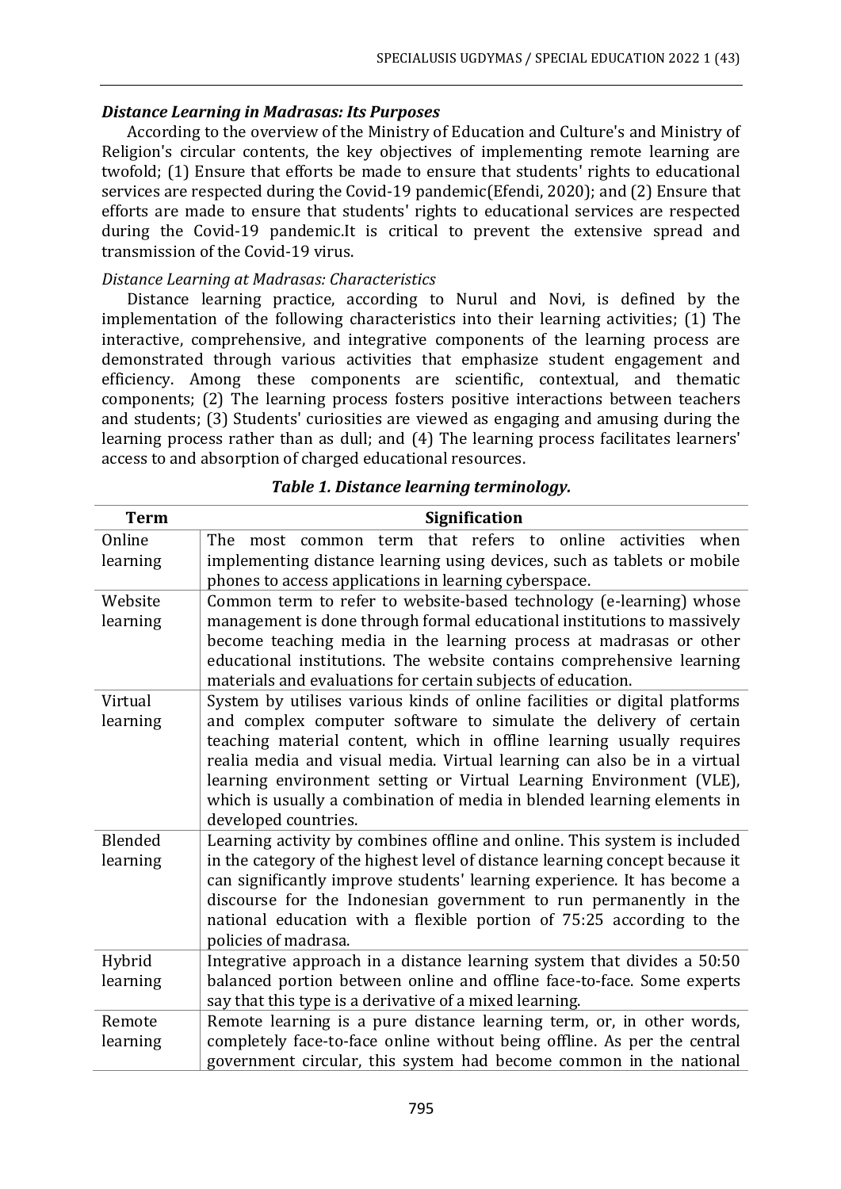### *Distance Learning in Madrasas: Its Purposes*

According to the overview of the Ministry of Education and Culture's and Ministry of Religion's circular contents, the key objectives of implementing remote learning are twofold; (1) Ensure that efforts be made to ensure that students' rights to educational services are respected during the Covid-19 pandemic(Efendi, 2020); and (2) Ensure that efforts are made to ensure that students' rights to educational services are respected during the Covid-19 pandemic.It is critical to prevent the extensive spread and transmission of the Covid-19 virus.

#### *Distance Learning at Madrasas: Characteristics*

Distance learning practice, according to Nurul and Novi, is defined by the implementation of the following characteristics into their learning activities; (1) The interactive, comprehensive, and integrative components of the learning process are demonstrated through various activities that emphasize student engagement and efficiency. Among these components are scientific, contextual, and thematic components; (2) The learning process fosters positive interactions between teachers and students; (3) Students' curiosities are viewed as engaging and amusing during the learning process rather than as dull; and (4) The learning process facilitates learners' access to and absorption of charged educational resources.

***Table 1. Distance learning terminology.***

| Term | Signification |
|---|---|
| Online learning | The most common term that refers to online activities when implementing distance learning using devices, such as tablets or mobile phones to access applications in learning cyberspace. |
| Website learning | Common term to refer to website-based technology (e-learning) whose management is done through formal educational institutions to massively become teaching media in the learning process at madrasas or other educational institutions. The website contains comprehensive learning materials and evaluations for certain subjects of education. |
| Virtual learning | System by utilises various kinds of online facilities or digital platforms and complex computer software to simulate the delivery of certain teaching material content, which in offline learning usually requires realia media and visual media. Virtual learning can also be in a virtual learning environment setting or Virtual Learning Environment (VLE), which is usually a combination of media in blended learning elements in developed countries. |
| Blended learning | Learning activity by combines offline and online. This system is included in the category of the highest level of distance learning concept because it can significantly improve students' learning experience. It has become a discourse for the Indonesian government to run permanently in the national education with a flexible portion of 75:25 according to the policies of madrasa. |
| Hybrid learning | Integrative approach in a distance learning system that divides a 50:50 balanced portion between online and offline face-to-face. Some experts say that this type is a derivative of a mixed learning. |
| Remote learning | Remote learning is a pure distance learning term, or, in other words, completely face-to-face online without being offline. As per the central government circular, this system had become common in the national |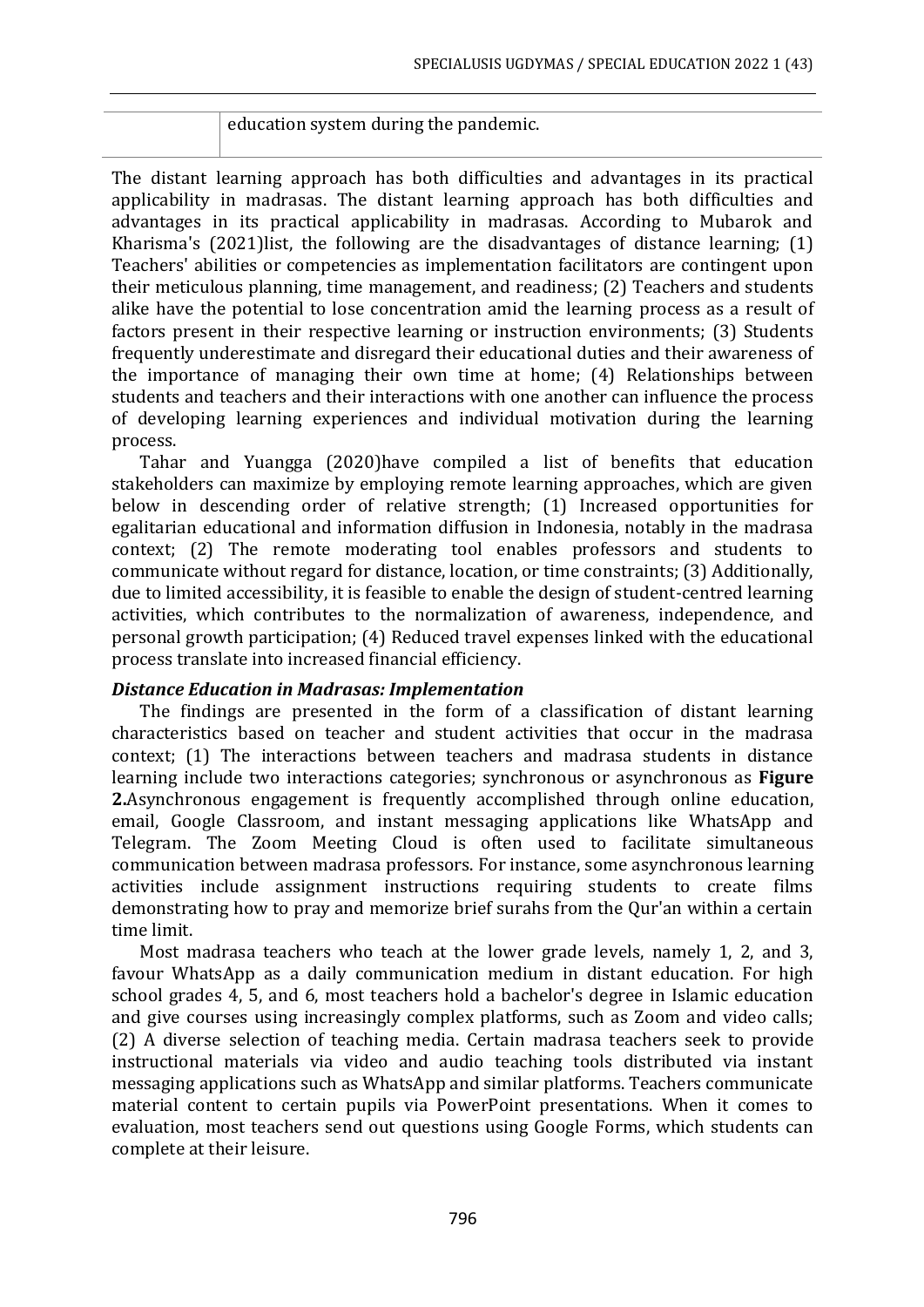| | education system during the pandemic. |
|---|---|

The distant learning approach has both difficulties and advantages in its practical applicability in madrasas. The distant learning approach has both difficulties and advantages in its practical applicability in madrasas. According to Mubarok and Kharisma's (2021)list, the following are the disadvantages of distance learning; (1) Teachers' abilities or competencies as implementation facilitators are contingent upon their meticulous planning, time management, and readiness; (2) Teachers and students alike have the potential to lose concentration amid the learning process as a result of factors present in their respective learning or instruction environments; (3) Students frequently underestimate and disregard their educational duties and their awareness of the importance of managing their own time at home; (4) Relationships between students and teachers and their interactions with one another can influence the process of developing learning experiences and individual motivation during the learning process.

Tahar and Yuangga (2020)have compiled a list of benefits that education stakeholders can maximize by employing remote learning approaches, which are given below in descending order of relative strength; (1) Increased opportunities for egalitarian educational and information diffusion in Indonesia, notably in the madrasa context; (2) The remote moderating tool enables professors and students to communicate without regard for distance, location, or time constraints; (3) Additionally, due to limited accessibility, it is feasible to enable the design of student-centred learning activities, which contributes to the normalization of awareness, independence, and personal growth participation; (4) Reduced travel expenses linked with the educational process translate into increased financial efficiency.

***Distance Education in Madrasas: Implementation***

The findings are presented in the form of a classification of distant learning characteristics based on teacher and student activities that occur in the madrasa context; (1) The interactions between teachers and madrasa students in distance learning include two interactions categories; synchronous or asynchronous as **Figure 2.**Asynchronous engagement is frequently accomplished through online education, email, Google Classroom, and instant messaging applications like WhatsApp and Telegram. The Zoom Meeting Cloud is often used to facilitate simultaneous communication between madrasa professors. For instance, some asynchronous learning activities include assignment instructions requiring students to create films demonstrating how to pray and memorize brief surahs from the Qur'an within a certain time limit.

Most madrasa teachers who teach at the lower grade levels, namely 1, 2, and 3, favour WhatsApp as a daily communication medium in distant education. For high school grades 4, 5, and 6, most teachers hold a bachelor's degree in Islamic education and give courses using increasingly complex platforms, such as Zoom and video calls; (2) A diverse selection of teaching media. Certain madrasa teachers seek to provide instructional materials via video and audio teaching tools distributed via instant messaging applications such as WhatsApp and similar platforms. Teachers communicate material content to certain pupils via PowerPoint presentations. When it comes to evaluation, most teachers send out questions using Google Forms, which students can complete at their leisure.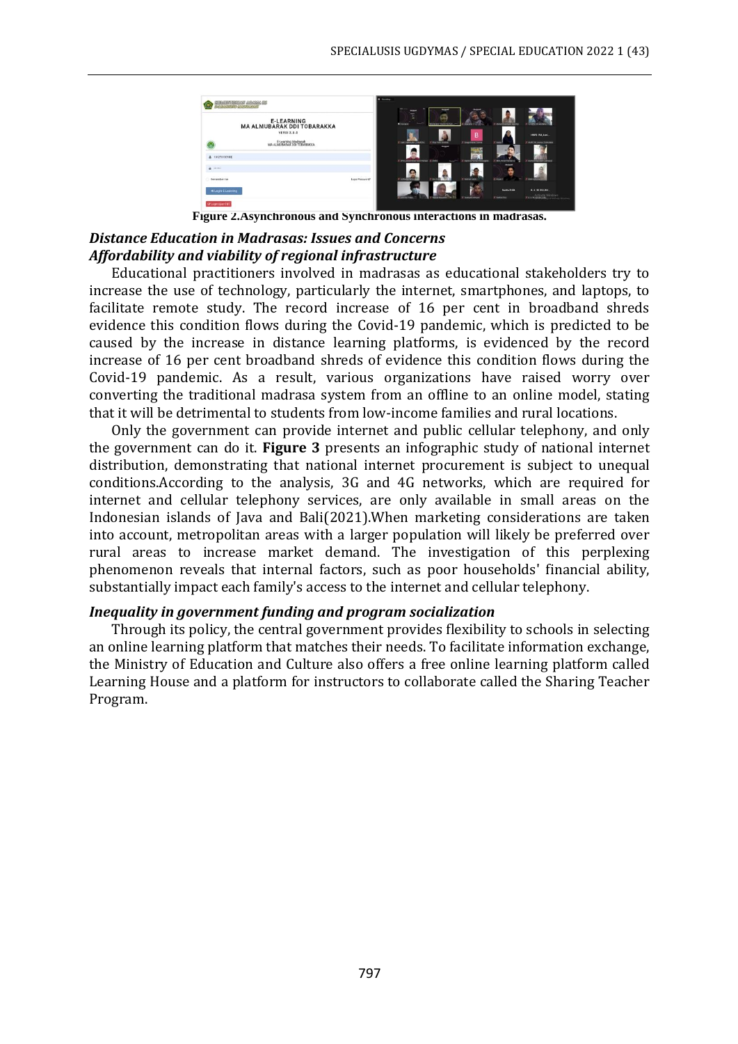Figure 2.Asynchronous and Synchronous interactions in madrasas.

### *Distance Education in Madrasas: Issues and Concerns*

### *Affordability and viability of regional infrastructure*

Educational practitioners involved in madrasas as educational stakeholders try to increase the use of technology, particularly the internet, smartphones, and laptops, to facilitate remote study. The record increase of 16 per cent in broadband shreds evidence this condition flows during the Covid-19 pandemic, which is predicted to be caused by the increase in distance learning platforms, is evidenced by the record increase of 16 per cent broadband shreds of evidence this condition flows during the Covid-19 pandemic. As a result, various organizations have raised worry over converting the traditional madrasa system from an offline to an online model, stating that it will be detrimental to students from low-income families and rural locations.

Only the government can provide internet and public cellular telephony, and only the government can do it. **Figure 3** presents an infographic study of national internet distribution, demonstrating that national internet procurement is subject to unequal conditions.According to the analysis, 3G and 4G networks, which are required for internet and cellular telephony services, are only available in small areas on the Indonesian islands of Java and Bali(2021).When marketing considerations are taken into account, metropolitan areas with a larger population will likely be preferred over rural areas to increase market demand. The investigation of this perplexing phenomenon reveals that internal factors, such as poor households' financial ability, substantially impact each family's access to the internet and cellular telephony.

### *Inequality in government funding and program socialization*

Through its policy, the central government provides flexibility to schools in selecting an online learning platform that matches their needs. To facilitate information exchange, the Ministry of Education and Culture also offers a free online learning platform called Learning House and a platform for instructors to collaborate called the Sharing Teacher Program.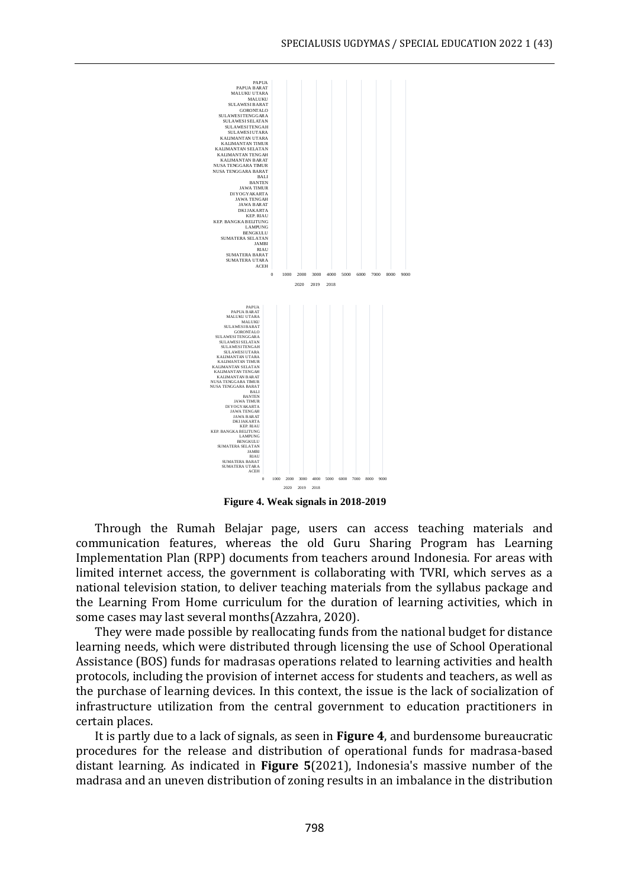PAPUA
PAPUA BARAT
MALUKU UTARA
MALUKU
SULAWESI BARAT
GORONTALO
SULAWESI TENGGARA
SULAWESI SELATAN
SULAWESI TENGAH
SULAWESI UTARA
KALIMANTAN UTARA
KALIMANTAN TIMUR
KALIMANTAN SELATAN
KALIMANTAN TENGAH
KALIMANTAN BARAT
NUSA TENGGARA TIMUR
NUSA TENGGARA BARAT
BALI
BANTEN
JAWA TIMUR
DI YOGYAKARTA
JAWA TENGAH
JAWA BARAT
DKI JAKARTA
KEP. RIAU
KEP. BANGKA BELITUNG
LAMPUNG
BENGKULU
SUMATERA SELATAN
JAMBI
RIAU
SUMATERA BARAT
SUMATERA UTARA
ACEH

0 1000 2000 3000 4000 5000 6000 7000 8000 9000

2020 2019 2018

PAPUA
PAPUA BARAT
MALUKU UTARA
MALUKU
SULAWESI BARAT
GORONTALO
SULAWESI TENGGARA
SULAWESI SELATAN
SULAWESI TENGAH
SULAWESI UTARA
KALIMANTAN UTARA
KALIMANTAN TIMUR
KALIMANTAN SELATAN
KALIMANTAN TENGAH
KALIMANTAN BARAT
NUSA TENGGARA TIMUR
NUSA TENGGARA BARAT
BALI
BANTEN
JAWA TIMUR
DI YOGYAKARTA
JAWA TENGAH
JAWA BARAT
DKI JAKARTA
KEP. RIAU
KEP. BANGKA BELITUNG
LAMPUNG
BENGKULU
SUMATERA SELATAN
JAMBI
RIAU
SUMATERA BARAT
SUMATERA UTARA
ACEH

0 1000 2000 3000 4000 5000 6000 7000 8000 9000

2020 2019 2018

**Figure 4. Weak signals in 2018-2019**

Through the Rumah Belajar page, users can access teaching materials and communication features, whereas the old Guru Sharing Program has Learning Implementation Plan (RPP) documents from teachers around Indonesia. For areas with limited internet access, the government is collaborating with TVRI, which serves as a national television station, to deliver teaching materials from the syllabus package and the Learning From Home curriculum for the duration of learning activities, which in some cases may last several months(Azzahra, 2020).

They were made possible by reallocating funds from the national budget for distance learning needs, which were distributed through licensing the use of School Operational Assistance (BOS) funds for madrasas operations related to learning activities and health protocols, including the provision of internet access for students and teachers, as well as the purchase of learning devices. In this context, the issue is the lack of socialization of infrastructure utilization from the central government to education practitioners in certain places.

It is partly due to a lack of signals, as seen in **Figure 4**, and burdensome bureaucratic procedures for the release and distribution of operational funds for madrasa-based distant learning. As indicated in **Figure 5**(2021), Indonesia's massive number of the madrasa and an uneven distribution of zoning results in an imbalance in the distribution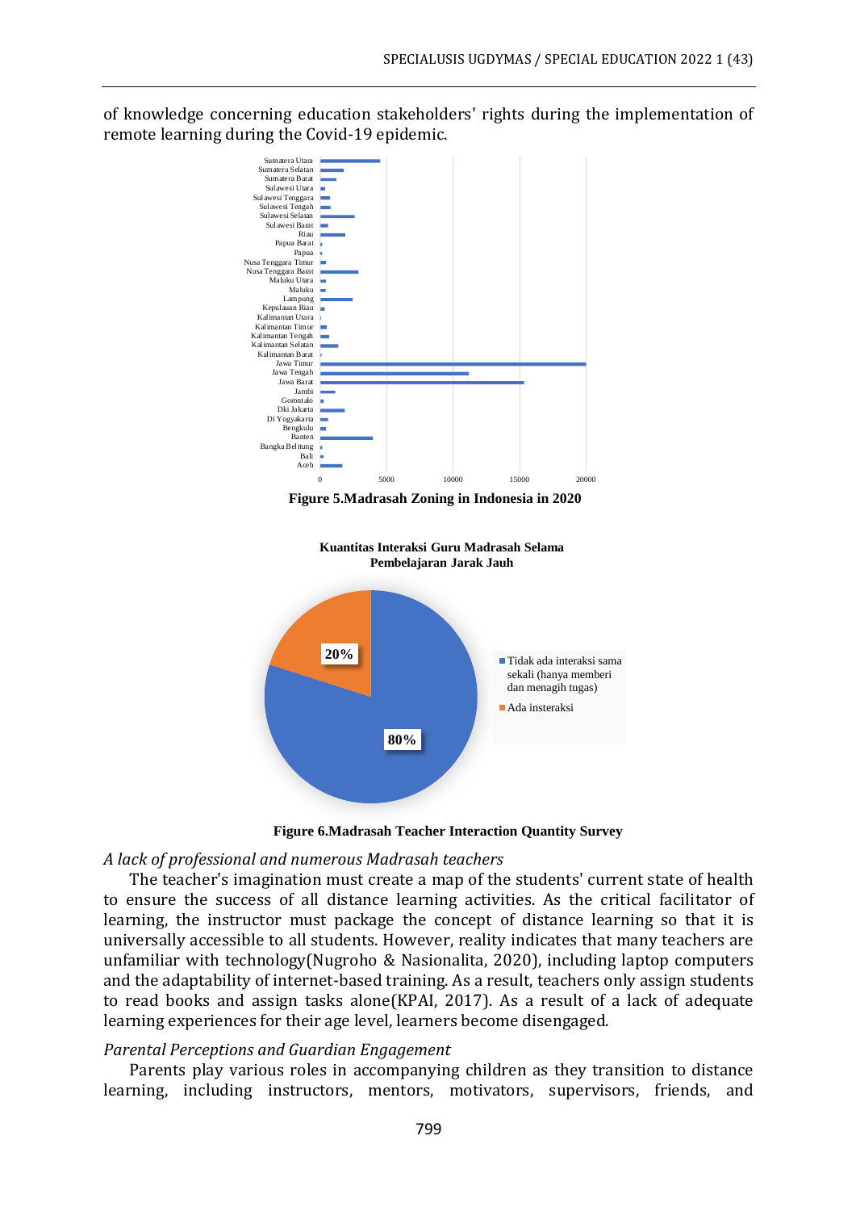of knowledge concerning education stakeholders' rights during the implementation of remote learning during the Covid-19 epidemic.

Sumatera Utara
Sumatera Selatan
Sumatera Barat
Sulawesi Utara
Sulawesi Tenggara
Sulawesi Tengah
Sulawesi Selatan
Sulawesi Barat
Riau
Papua Barat
Papua
Nusa Tenggara Timur
Nusa Tenggara Barat
Maluku Utara
Maluku
Lampung
Kepulauan Riau
Kalimantan Utara
Kalimantan Timur
Kalimantan Tengah
Kalimantan Selatan
Kalimantan Barat
Jawa Timur
Jawa Tengah
Jawa Barat
Jambi
Gorontalo
Dki Jakarta
Di Yogyakarta
Bengkulu
Banten
Bangka Belitung
Bali
Aceh

0 5000 10000 15000 20000

**Figure 5.Madrasah Zoning in Indonesia in 2020**

**Kuantitas Interaksi Guru Madrasah Selama Pembelajaran Jarak Jauh**

20%
80%

Tidak ada interaksi sama sekali (hanya memberi dan menagih tugas)
Ada insteraksi

**Figure 6.Madrasah Teacher Interaction Quantity Survey**

*A lack of professional and numerous Madrasah teachers*

The teacher's imagination must create a map of the students' current state of health to ensure the success of all distance learning activities. As the critical facilitator of learning, the instructor must package the concept of distance learning so that it is universally accessible to all students. However, reality indicates that many teachers are unfamiliar with technology(Nugroho & Nasionalita, 2020), including laptop computers and the adaptability of internet-based training. As a result, teachers only assign students to read books and assign tasks alone(KPAI, 2017). As a result of a lack of adequate learning experiences for their age level, learners become disengaged.

*Parental Perceptions and Guardian Engagement*

Parents play various roles in accompanying children as they transition to distance learning, including instructors, mentors, motivators, supervisors, friends, and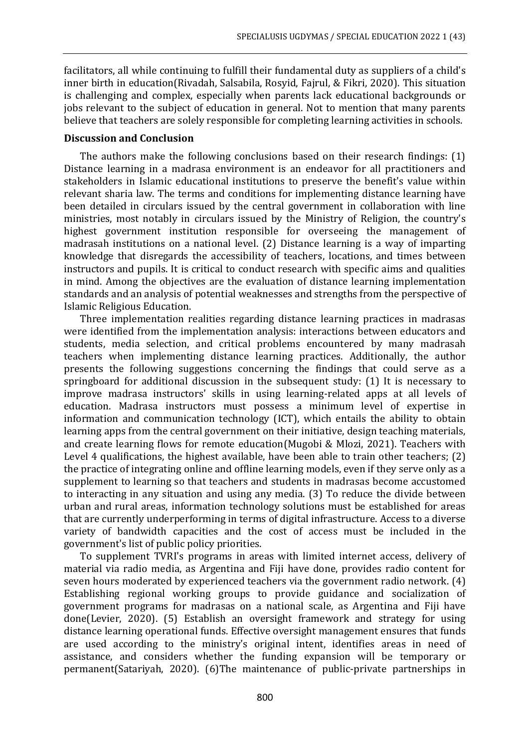facilitators, all while continuing to fulfill their fundamental duty as suppliers of a child's inner birth in education(Rivadah, Salsabila, Rosyid, Fajrul, & Fikri, 2020). This situation is challenging and complex, especially when parents lack educational backgrounds or jobs relevant to the subject of education in general. Not to mention that many parents believe that teachers are solely responsible for completing learning activities in schools.

## Discussion and Conclusion

The authors make the following conclusions based on their research findings: (1) Distance learning in a madrasa environment is an endeavor for all practitioners and stakeholders in Islamic educational institutions to preserve the benefit's value within relevant sharia law. The terms and conditions for implementing distance learning have been detailed in circulars issued by the central government in collaboration with line ministries, most notably in circulars issued by the Ministry of Religion, the country's highest government institution responsible for overseeing the management of madrasah institutions on a national level. (2) Distance learning is a way of imparting knowledge that disregards the accessibility of teachers, locations, and times between instructors and pupils. It is critical to conduct research with specific aims and qualities in mind. Among the objectives are the evaluation of distance learning implementation standards and an analysis of potential weaknesses and strengths from the perspective of Islamic Religious Education.

Three implementation realities regarding distance learning practices in madrasas were identified from the implementation analysis: interactions between educators and students, media selection, and critical problems encountered by many madrasah teachers when implementing distance learning practices. Additionally, the author presents the following suggestions concerning the findings that could serve as a springboard for additional discussion in the subsequent study: (1) It is necessary to improve madrasa instructors' skills in using learning-related apps at all levels of education. Madrasa instructors must possess a minimum level of expertise in information and communication technology (ICT), which entails the ability to obtain learning apps from the central government on their initiative, design teaching materials, and create learning flows for remote education(Mugobi & Mlozi, 2021). Teachers with Level 4 qualifications, the highest available, have been able to train other teachers; (2) the practice of integrating online and offline learning models, even if they serve only as a supplement to learning so that teachers and students in madrasas become accustomed to interacting in any situation and using any media. (3) To reduce the divide between urban and rural areas, information technology solutions must be established for areas that are currently underperforming in terms of digital infrastructure. Access to a diverse variety of bandwidth capacities and the cost of access must be included in the government's list of public policy priorities.

To supplement TVRI's programs in areas with limited internet access, delivery of material via radio media, as Argentina and Fiji have done, provides radio content for seven hours moderated by experienced teachers via the government radio network. (4) Establishing regional working groups to provide guidance and socialization of government programs for madrasas on a national scale, as Argentina and Fiji have done(Levier, 2020). (5) Establish an oversight framework and strategy for using distance learning operational funds. Effective oversight management ensures that funds are used according to the ministry's original intent, identifies areas in need of assistance, and considers whether the funding expansion will be temporary or permanent(Satariyah, 2020). (6)The maintenance of public-private partnerships in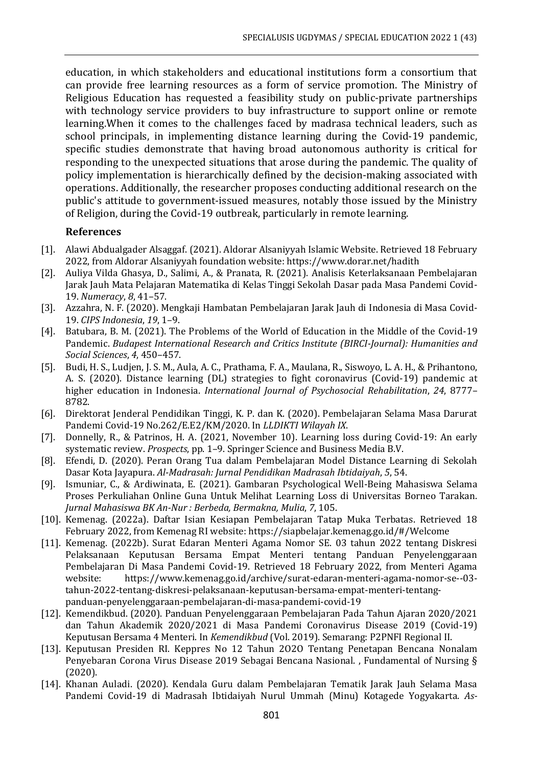education, in which stakeholders and educational institutions form a consortium that can provide free learning resources as a form of service promotion. The Ministry of Religious Education has requested a feasibility study on public-private partnerships with technology service providers to buy infrastructure to support online or remote learning.When it comes to the challenges faced by madrasa technical leaders, such as school principals, in implementing distance learning during the Covid-19 pandemic, specific studies demonstrate that having broad autonomous authority is critical for responding to the unexpected situations that arose during the pandemic. The quality of policy implementation is hierarchically defined by the decision-making associated with operations. Additionally, the researcher proposes conducting additional research on the public's attitude to government-issued measures, notably those issued by the Ministry of Religion, during the Covid-19 outbreak, particularly in remote learning.

## References

[1]. Alawi Abdualgader Alsaggaf. (2021). Aldorar Alsaniyyah Islamic Website. Retrieved 18 February 2022, from Aldorar Alsaniyyah foundation website: https://www.dorar.net/hadith

[2]. Auliya Vilda Ghasya, D., Salimi, A., & Pranata, R. (2021). Analisis Keterlaksanaan Pembelajaran Jarak Jauh Mata Pelajaran Matematika di Kelas Tinggi Sekolah Dasar pada Masa Pandemi Covid-19. *Numeracy*, *8*, 41–57.

[3]. Azzahra, N. F. (2020). Mengkaji Hambatan Pembelajaran Jarak Jauh di Indonesia di Masa Covid-19. *CIPS Indonesia*, *19*, 1–9.

[4]. Batubara, B. M. (2021). The Problems of the World of Education in the Middle of the Covid-19 Pandemic. *Budapest International Research and Critics Institute (BIRCI-Journal): Humanities and Social Sciences*, *4*, 450–457.

[5]. Budi, H. S., Ludjen, J. S. M., Aula, A. C., Prathama, F. A., Maulana, R., Siswoyo, L. A. H., & Prihantono, A. S. (2020). Distance learning (DL) strategies to fight coronavirus (Covid-19) pandemic at higher education in Indonesia. *International Journal of Psychosocial Rehabilitation*, *24*, 8777–8782.

[6]. Direktorat Jenderal Pendidikan Tinggi, K. P. dan K. (2020). Pembelajaran Selama Masa Darurat Pandemi Covid-19 No.262/E.E2/KM/2020. In *LLDIKTI Wilayah IX*.

[7]. Donnelly, R., & Patrinos, H. A. (2021, November 10). Learning loss during Covid-19: An early systematic review. *Prospects*, pp. 1–9. Springer Science and Business Media B.V.

[8]. Efendi, D. (2020). Peran Orang Tua dalam Pembelajaran Model Distance Learning di Sekolah Dasar Kota Jayapura. *Al-Madrasah: Jurnal Pendidikan Madrasah Ibtidaiyah*, *5*, 54.

[9]. Ismuniar, C., & Ardiwinata, E. (2021). Gambaran Psychological Well-Being Mahasiswa Selama Proses Perkuliahan Online Guna Untuk Melihat Learning Loss di Universitas Borneo Tarakan. *Jurnal Mahasiswa BK An-Nur : Berbeda, Bermakna, Mulia*, *7*, 105.

[10]. Kemenag. (2022a). Daftar Isian Kesiapan Pembelajaran Tatap Muka Terbatas. Retrieved 18 February 2022, from Kemenag RI website: https://siapbelajar.kemenag.go.id/#/Welcome

[11]. Kemenag. (2022b). Surat Edaran Menteri Agama Nomor SE. 03 tahun 2022 tentang Diskresi Pelaksanaan Keputusan Bersama Empat Menteri tentang Panduan Penyelenggaraan Pembelajaran Di Masa Pandemi Covid-19. Retrieved 18 February 2022, from Menteri Agama website: https://www.kemenag.go.id/archive/surat-edaran-menteri-agama-nomor-se--03-tahun-2022-tentang-diskresi-pelaksanaan-keputusan-bersama-empat-menteri-tentang-panduan-penyelenggaraan-pembelajaran-di-masa-pandemi-covid-19

[12]. Kemendikbud. (2020). Panduan Penyelenggaraan Pembelajaran Pada Tahun Ajaran 2020/2021 dan Tahun Akademik 2020/2021 di Masa Pandemi Coronavirus Disease 2019 (Covid-19) Keputusan Bersama 4 Menteri. In *Kemendikbud* (Vol. 2019). Semarang: P2PNFI Regional II.

[13]. Keputusan Presiden RI. Keppres No 12 Tahun 2O2O Tentang Penetapan Bencana Nonalam Penyebaran Corona Virus Disease 2019 Sebagai Bencana Nasional. , Fundamental of Nursing § (2020).

[14]. Khanan Auladi. (2020). Kendala Guru dalam Pembelajaran Tematik Jarak Jauh Selama Masa Pandemi Covid-19 di Madrasah Ibtidaiyah Nurul Ummah (Minu) Kotagede Yogyakarta. *As-*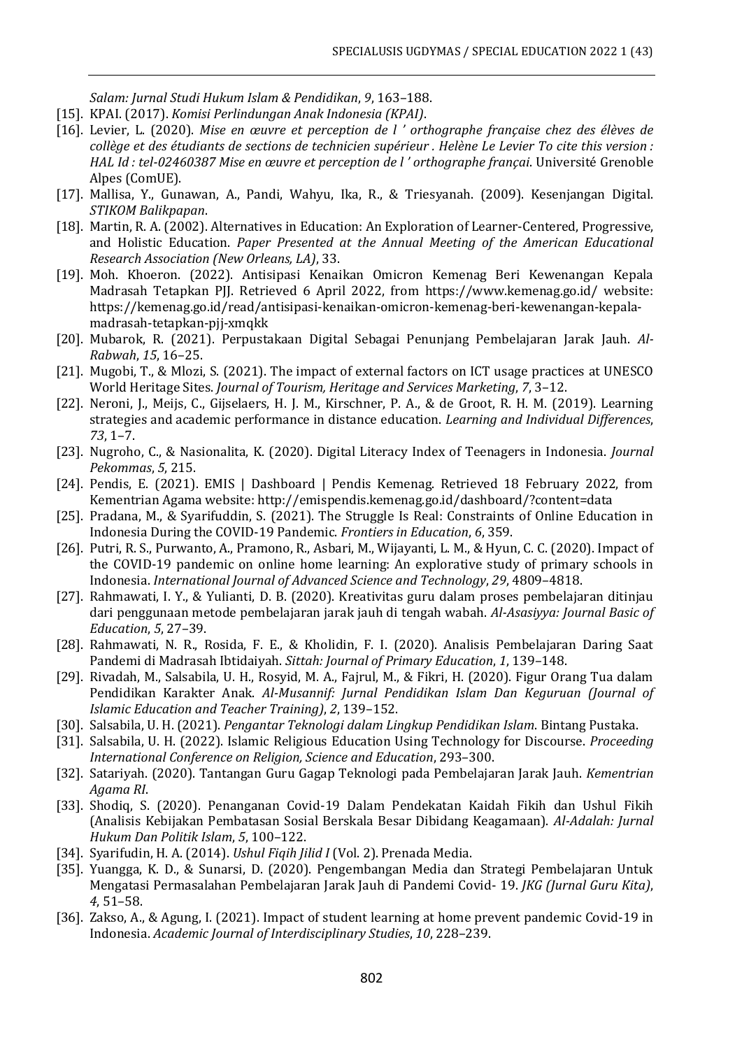*Salam: Jurnal Studi Hukum Islam & Pendidikan*, *9*, 163–188.

[15]. KPAI. (2017). *Komisi Perlindungan Anak Indonesia (KPAI)*.

[16]. Levier, L. (2020). *Mise en œuvre et perception de l ' orthographe française chez des élèves de collège et des étudiants de sections de technicien supérieur . Helène Le Levier To cite this version : HAL Id : tel-02460387 Mise en œuvre et perception de l ' orthographe françai*. Université Grenoble Alpes (ComUE).

[17]. Mallisa, Y., Gunawan, A., Pandi, Wahyu, Ika, R., & Triesyanah. (2009). Kesenjangan Digital. *STIKOM Balikpapan*.

[18]. Martin, R. A. (2002). Alternatives in Education: An Exploration of Learner-Centered, Progressive, and Holistic Education. *Paper Presented at the Annual Meeting of the American Educational Research Association (New Orleans, LA)*, 33.

[19]. Moh. Khoeron. (2022). Antisipasi Kenaikan Omicron Kemenag Beri Kewenangan Kepala Madrasah Tetapkan PJJ. Retrieved 6 April 2022, from https://www.kemenag.go.id/ website: https://kemenag.go.id/read/antisipasi-kenaikan-omicron-kemenag-beri-kewenangan-kepala-madrasah-tetapkan-pjj-xmqkk

[20]. Mubarok, R. (2021). Perpustakaan Digital Sebagai Penunjang Pembelajaran Jarak Jauh. *Al-Rabwah*, *15*, 16–25.

[21]. Mugobi, T., & Mlozi, S. (2021). The impact of external factors on ICT usage practices at UNESCO World Heritage Sites. *Journal of Tourism, Heritage and Services Marketing*, *7*, 3–12.

[22]. Neroni, J., Meijs, C., Gijselaers, H. J. M., Kirschner, P. A., & de Groot, R. H. M. (2019). Learning strategies and academic performance in distance education. *Learning and Individual Differences*, *73*, 1–7.

[23]. Nugroho, C., & Nasionalita, K. (2020). Digital Literacy Index of Teenagers in Indonesia. *Journal Pekommas*, *5*, 215.

[24]. Pendis, E. (2021). EMIS | Dashboard | Pendis Kemenag. Retrieved 18 February 2022, from Kementrian Agama website: http://emispendis.kemenag.go.id/dashboard/?content=data

[25]. Pradana, M., & Syarifuddin, S. (2021). The Struggle Is Real: Constraints of Online Education in Indonesia During the COVID-19 Pandemic. *Frontiers in Education*, *6*, 359.

[26]. Putri, R. S., Purwanto, A., Pramono, R., Asbari, M., Wijayanti, L. M., & Hyun, C. C. (2020). Impact of the COVID-19 pandemic on online home learning: An explorative study of primary schools in Indonesia. *International Journal of Advanced Science and Technology*, *29*, 4809–4818.

[27]. Rahmawati, I. Y., & Yulianti, D. B. (2020). Kreativitas guru dalam proses pembelajaran ditinjau dari penggunaan metode pembelajaran jarak jauh di tengah wabah. *Al-Asasiyya: Journal Basic of Education*, *5*, 27–39.

[28]. Rahmawati, N. R., Rosida, F. E., & Kholidin, F. I. (2020). Analisis Pembelajaran Daring Saat Pandemi di Madrasah Ibtidaiyah. *Sittah: Journal of Primary Education*, *1*, 139–148.

[29]. Rivadah, M., Salsabila, U. H., Rosyid, M. A., Fajrul, M., & Fikri, H. (2020). Figur Orang Tua dalam Pendidikan Karakter Anak. *Al-Musannif: Jurnal Pendidikan Islam Dan Keguruan (Journal of Islamic Education and Teacher Training)*, *2*, 139–152.

[30]. Salsabila, U. H. (2021). *Pengantar Teknologi dalam Lingkup Pendidikan Islam*. Bintang Pustaka.

[31]. Salsabila, U. H. (2022). Islamic Religious Education Using Technology for Discourse. *Proceeding International Conference on Religion, Science and Education*, 293–300.

[32]. Satariyah. (2020). Tantangan Guru Gagap Teknologi pada Pembelajaran Jarak Jauh. *Kementrian Agama RI*.

[33]. Shodiq, S. (2020). Penanganan Covid-19 Dalam Pendekatan Kaidah Fikih dan Ushul Fikih (Analisis Kebijakan Pembatasan Sosial Berskala Besar Dibidang Keagamaan). *Al-Adalah: Jurnal Hukum Dan Politik Islam*, *5*, 100–122.

[34]. Syarifudin, H. A. (2014). *Ushul Fiqih Jilid I* (Vol. 2). Prenada Media.

[35]. Yuangga, K. D., & Sunarsi, D. (2020). Pengembangan Media dan Strategi Pembelajaran Untuk Mengatasi Permasalahan Pembelajaran Jarak Jauh di Pandemi Covid- 19. *JKG (Jurnal Guru Kita)*, *4*, 51–58.

[36]. Zakso, A., & Agung, I. (2021). Impact of student learning at home prevent pandemic Covid-19 in Indonesia. *Academic Journal of Interdisciplinary Studies*, *10*, 228–239.